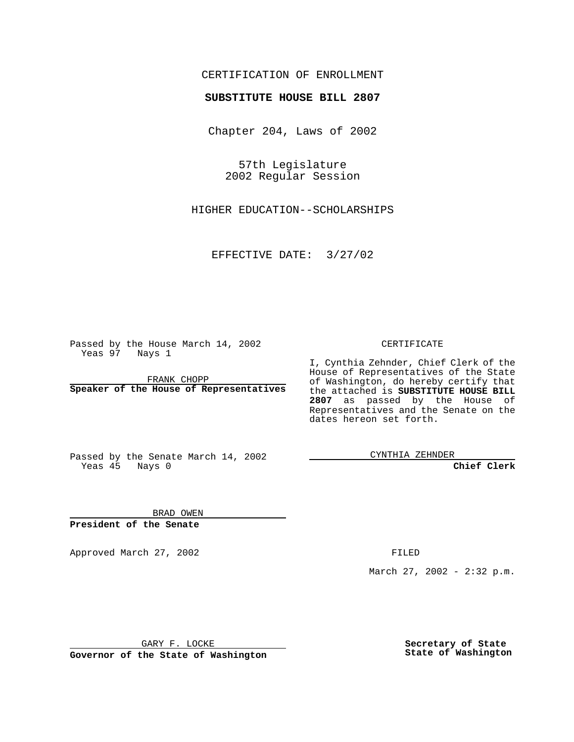CERTIFICATION OF ENROLLMENT

**SUBSTITUTE HOUSE BILL 2807**

Chapter 204, Laws of 2002

57th Legislature
2002 Regular Session

HIGHER EDUCATION--SCHOLARSHIPS

EFFECTIVE DATE: 3/27/02

Passed by the House March 14, 2002
Yeas 97 Nays 1

FRANK CHOPP
**Speaker of the House of Representatives**

Passed by the Senate March 14, 2002
Yeas 45 Nays 0

BRAD OWEN
**President of the Senate**

Approved March 27, 2002

GARY F. LOCKE
**Governor of the State of Washington**

CERTIFICATE

I, Cynthia Zehnder, Chief Clerk of the House of Representatives of the State of Washington, do hereby certify that the attached is **SUBSTITUTE HOUSE BILL 2807** as passed by the House of Representatives and the Senate on the dates hereon set forth.

CYNTHIA ZEHNDER
**Chief Clerk**

FILED

March 27, 2002 - 2:32 p.m.

**Secretary of State**
**State of Washington**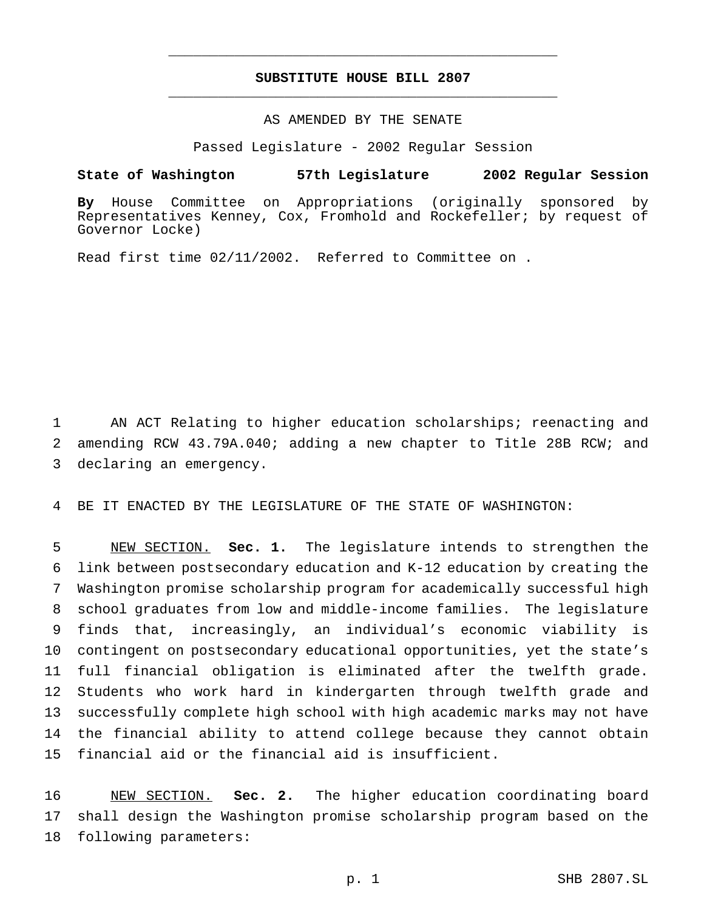# SUBSTITUTE HOUSE BILL 2807

AS AMENDED BY THE SENATE

Passed Legislature - 2002 Regular Session

**State of Washington 57th Legislature 2002 Regular Session**

**By** House Committee on Appropriations (originally sponsored by Representatives Kenney, Cox, Fromhold and Rockefeller; by request of Governor Locke)

Read first time 02/11/2002. Referred to Committee on .

AN ACT Relating to higher education scholarships; reenacting and amending RCW 43.79A.040; adding a new chapter to Title 28B RCW; and declaring an emergency.

BE IT ENACTED BY THE LEGISLATURE OF THE STATE OF WASHINGTON:

NEW SECTION. **Sec. 1.** The legislature intends to strengthen the link between postsecondary education and K-12 education by creating the Washington promise scholarship program for academically successful high school graduates from low and middle-income families. The legislature finds that, increasingly, an individual's economic viability is contingent on postsecondary educational opportunities, yet the state's full financial obligation is eliminated after the twelfth grade. Students who work hard in kindergarten through twelfth grade and successfully complete high school with high academic marks may not have the financial ability to attend college because they cannot obtain financial aid or the financial aid is insufficient.

NEW SECTION. **Sec. 2.** The higher education coordinating board shall design the Washington promise scholarship program based on the following parameters: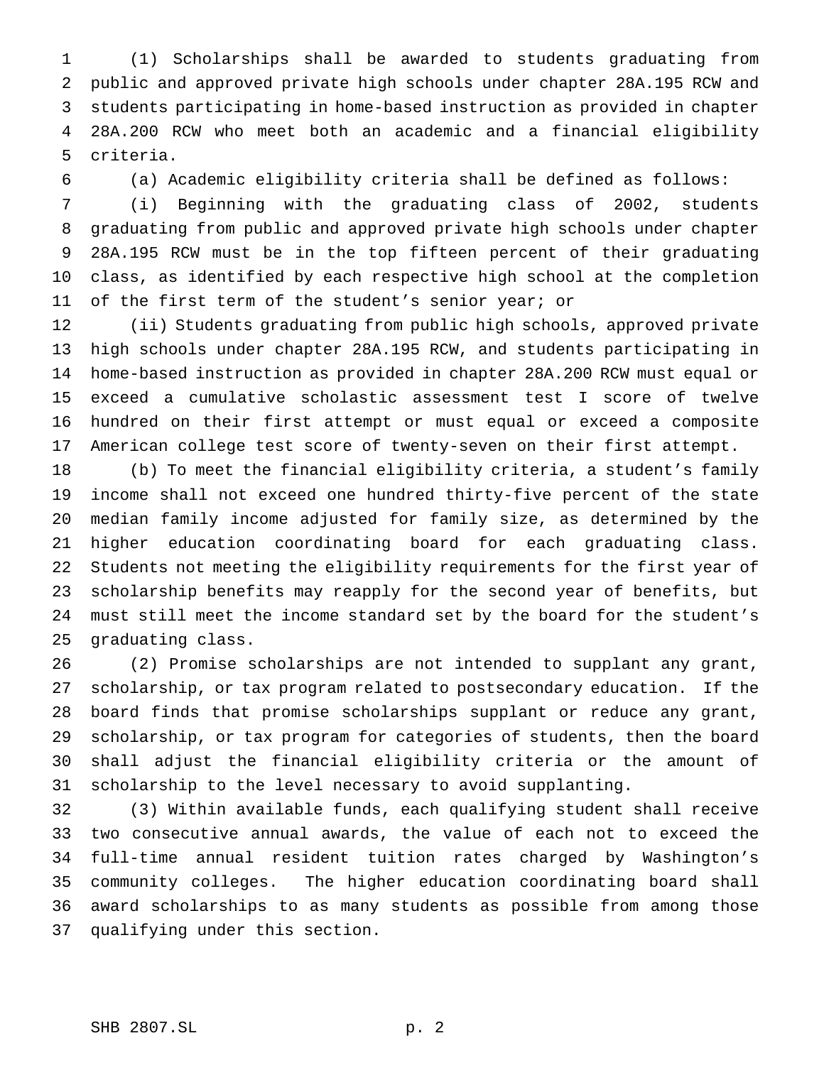(1) Scholarships shall be awarded to students graduating from public and approved private high schools under chapter 28A.195 RCW and students participating in home-based instruction as provided in chapter 28A.200 RCW who meet both an academic and a financial eligibility criteria.

(a) Academic eligibility criteria shall be defined as follows:

(i) Beginning with the graduating class of 2002, students graduating from public and approved private high schools under chapter 28A.195 RCW must be in the top fifteen percent of their graduating class, as identified by each respective high school at the completion of the first term of the student's senior year; or

(ii) Students graduating from public high schools, approved private high schools under chapter 28A.195 RCW, and students participating in home-based instruction as provided in chapter 28A.200 RCW must equal or exceed a cumulative scholastic assessment test I score of twelve hundred on their first attempt or must equal or exceed a composite American college test score of twenty-seven on their first attempt.

(b) To meet the financial eligibility criteria, a student's family income shall not exceed one hundred thirty-five percent of the state median family income adjusted for family size, as determined by the higher education coordinating board for each graduating class. Students not meeting the eligibility requirements for the first year of scholarship benefits may reapply for the second year of benefits, but must still meet the income standard set by the board for the student's graduating class.

(2) Promise scholarships are not intended to supplant any grant, scholarship, or tax program related to postsecondary education. If the board finds that promise scholarships supplant or reduce any grant, scholarship, or tax program for categories of students, then the board shall adjust the financial eligibility criteria or the amount of scholarship to the level necessary to avoid supplanting.

(3) Within available funds, each qualifying student shall receive two consecutive annual awards, the value of each not to exceed the full-time annual resident tuition rates charged by Washington's community colleges. The higher education coordinating board shall award scholarships to as many students as possible from among those qualifying under this section.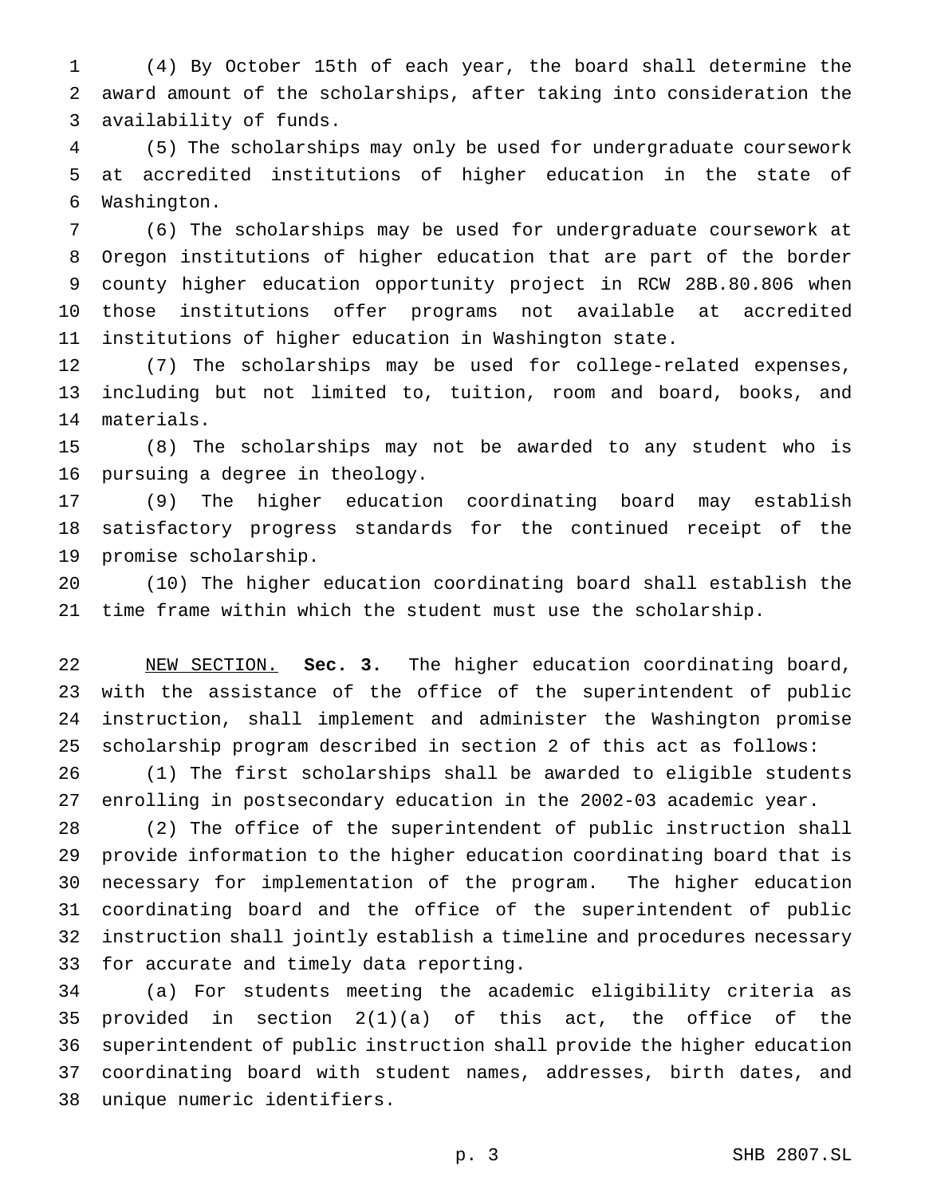(4) By October 15th of each year, the board shall determine the award amount of the scholarships, after taking into consideration the availability of funds.

(5) The scholarships may only be used for undergraduate coursework at accredited institutions of higher education in the state of Washington.

(6) The scholarships may be used for undergraduate coursework at Oregon institutions of higher education that are part of the border county higher education opportunity project in RCW 28B.80.806 when those institutions offer programs not available at accredited institutions of higher education in Washington state.

(7) The scholarships may be used for college-related expenses, including but not limited to, tuition, room and board, books, and materials.

(8) The scholarships may not be awarded to any student who is pursuing a degree in theology.

(9) The higher education coordinating board may establish satisfactory progress standards for the continued receipt of the promise scholarship.

(10) The higher education coordinating board shall establish the time frame within which the student must use the scholarship.

NEW SECTION. **Sec. 3.** The higher education coordinating board, with the assistance of the office of the superintendent of public instruction, shall implement and administer the Washington promise scholarship program described in section 2 of this act as follows:

(1) The first scholarships shall be awarded to eligible students enrolling in postsecondary education in the 2002-03 academic year.

(2) The office of the superintendent of public instruction shall provide information to the higher education coordinating board that is necessary for implementation of the program. The higher education coordinating board and the office of the superintendent of public instruction shall jointly establish a timeline and procedures necessary for accurate and timely data reporting.

(a) For students meeting the academic eligibility criteria as provided in section 2(1)(a) of this act, the office of the superintendent of public instruction shall provide the higher education coordinating board with student names, addresses, birth dates, and unique numeric identifiers.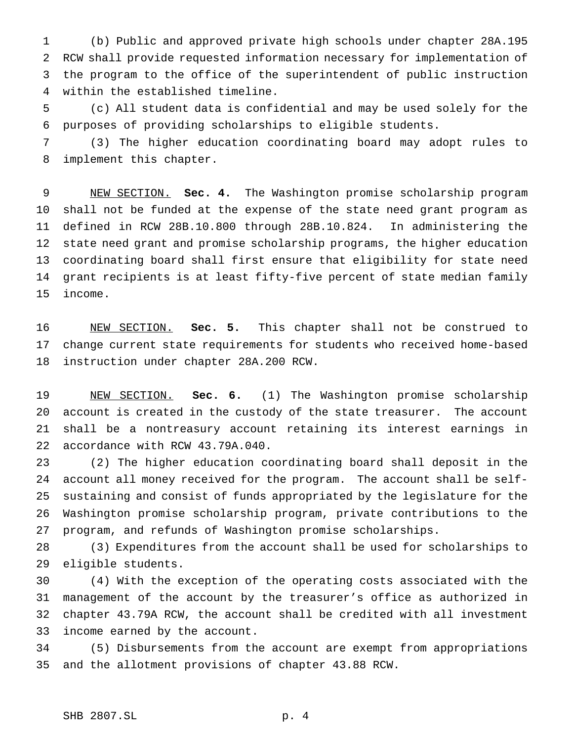(b) Public and approved private high schools under chapter 28A.195 RCW shall provide requested information necessary for implementation of the program to the office of the superintendent of public instruction within the established timeline.

(c) All student data is confidential and may be used solely for the purposes of providing scholarships to eligible students.

(3) The higher education coordinating board may adopt rules to implement this chapter.

NEW SECTION. **Sec. 4.** The Washington promise scholarship program shall not be funded at the expense of the state need grant program as defined in RCW 28B.10.800 through 28B.10.824. In administering the state need grant and promise scholarship programs, the higher education coordinating board shall first ensure that eligibility for state need grant recipients is at least fifty-five percent of state median family income.

NEW SECTION. **Sec. 5.** This chapter shall not be construed to change current state requirements for students who received home-based instruction under chapter 28A.200 RCW.

NEW SECTION. **Sec. 6.** (1) The Washington promise scholarship account is created in the custody of the state treasurer. The account shall be a nontreasury account retaining its interest earnings in accordance with RCW 43.79A.040.

(2) The higher education coordinating board shall deposit in the account all money received for the program. The account shall be self-sustaining and consist of funds appropriated by the legislature for the Washington promise scholarship program, private contributions to the program, and refunds of Washington promise scholarships.

(3) Expenditures from the account shall be used for scholarships to eligible students.

(4) With the exception of the operating costs associated with the management of the account by the treasurer's office as authorized in chapter 43.79A RCW, the account shall be credited with all investment income earned by the account.

(5) Disbursements from the account are exempt from appropriations and the allotment provisions of chapter 43.88 RCW.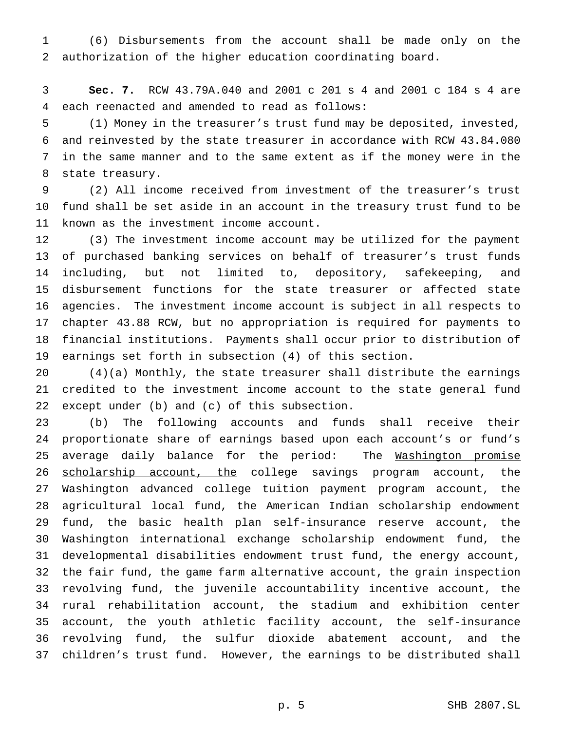(6) Disbursements from the account shall be made only on the authorization of the higher education coordinating board.

**Sec. 7.** RCW 43.79A.040 and 2001 c 201 s 4 and 2001 c 184 s 4 are each reenacted and amended to read as follows:

(1) Money in the treasurer's trust fund may be deposited, invested, and reinvested by the state treasurer in accordance with RCW 43.84.080 in the same manner and to the same extent as if the money were in the state treasury.

(2) All income received from investment of the treasurer's trust fund shall be set aside in an account in the treasury trust fund to be known as the investment income account.

(3) The investment income account may be utilized for the payment of purchased banking services on behalf of treasurer's trust funds including, but not limited to, depository, safekeeping, and disbursement functions for the state treasurer or affected state agencies. The investment income account is subject in all respects to chapter 43.88 RCW, but no appropriation is required for payments to financial institutions. Payments shall occur prior to distribution of earnings set forth in subsection (4) of this section.

(4)(a) Monthly, the state treasurer shall distribute the earnings credited to the investment income account to the state general fund except under (b) and (c) of this subsection.

(b) The following accounts and funds shall receive their proportionate share of earnings based upon each account's or fund's average daily balance for the period: The <u>Washington promise scholarship account, the</u> college savings program account, the Washington advanced college tuition payment program account, the agricultural local fund, the American Indian scholarship endowment fund, the basic health plan self-insurance reserve account, the Washington international exchange scholarship endowment fund, the developmental disabilities endowment trust fund, the energy account, the fair fund, the game farm alternative account, the grain inspection revolving fund, the juvenile accountability incentive account, the rural rehabilitation account, the stadium and exhibition center account, the youth athletic facility account, the self-insurance revolving fund, the sulfur dioxide abatement account, and the children's trust fund. However, the earnings to be distributed shall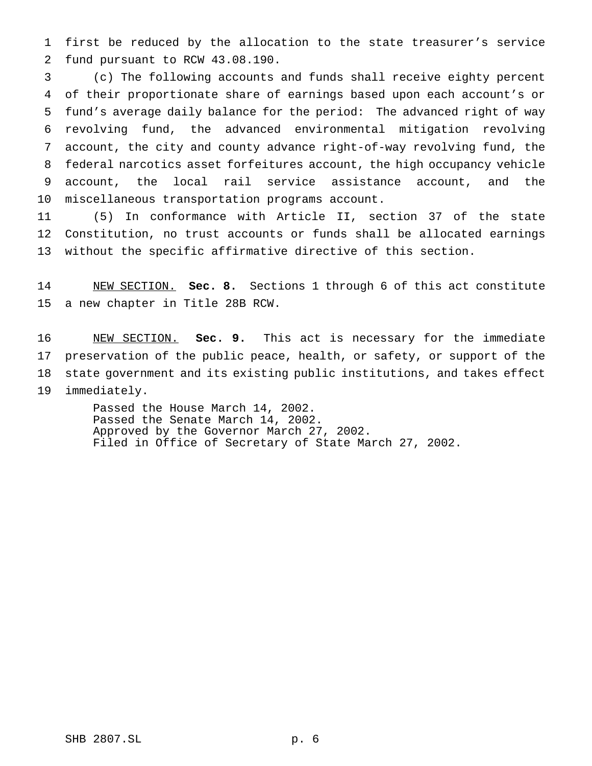first be reduced by the allocation to the state treasurer's service fund pursuant to RCW 43.08.190.

(c) The following accounts and funds shall receive eighty percent of their proportionate share of earnings based upon each account's or fund's average daily balance for the period: The advanced right of way revolving fund, the advanced environmental mitigation revolving account, the city and county advance right-of-way revolving fund, the federal narcotics asset forfeitures account, the high occupancy vehicle account, the local rail service assistance account, and the miscellaneous transportation programs account.

(5) In conformance with Article II, section 37 of the state Constitution, no trust accounts or funds shall be allocated earnings without the specific affirmative directive of this section.

NEW SECTION. **Sec. 8.** Sections 1 through 6 of this act constitute a new chapter in Title 28B RCW.

NEW SECTION. **Sec. 9.** This act is necessary for the immediate preservation of the public peace, health, or safety, or support of the state government and its existing public institutions, and takes effect immediately.

Passed the House March 14, 2002.
Passed the Senate March 14, 2002.
Approved by the Governor March 27, 2002.
Filed in Office of Secretary of State March 27, 2002.